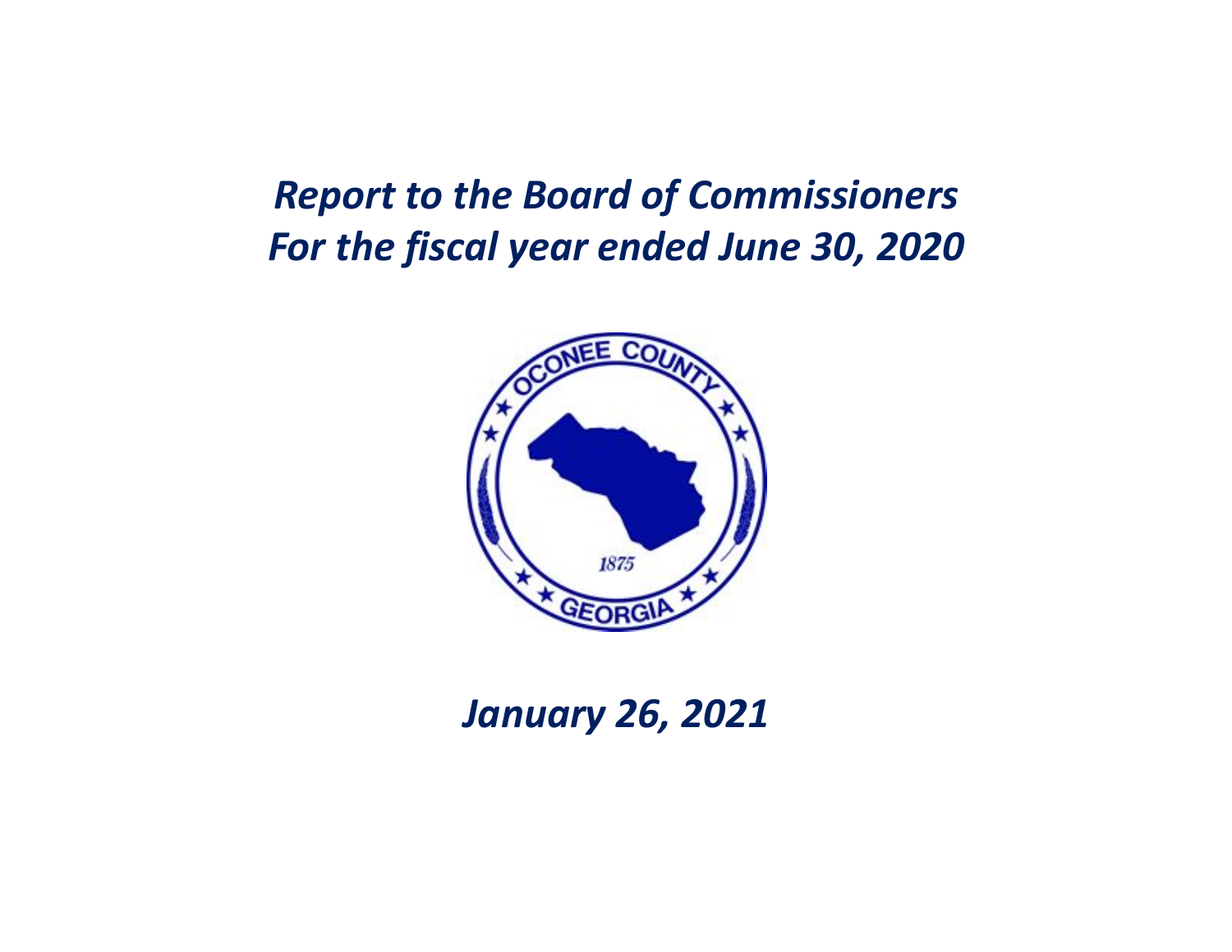# *Report to the Board of Commissioners*
# *For the fiscal year ended June 30, 2020*

*January 26, 2021*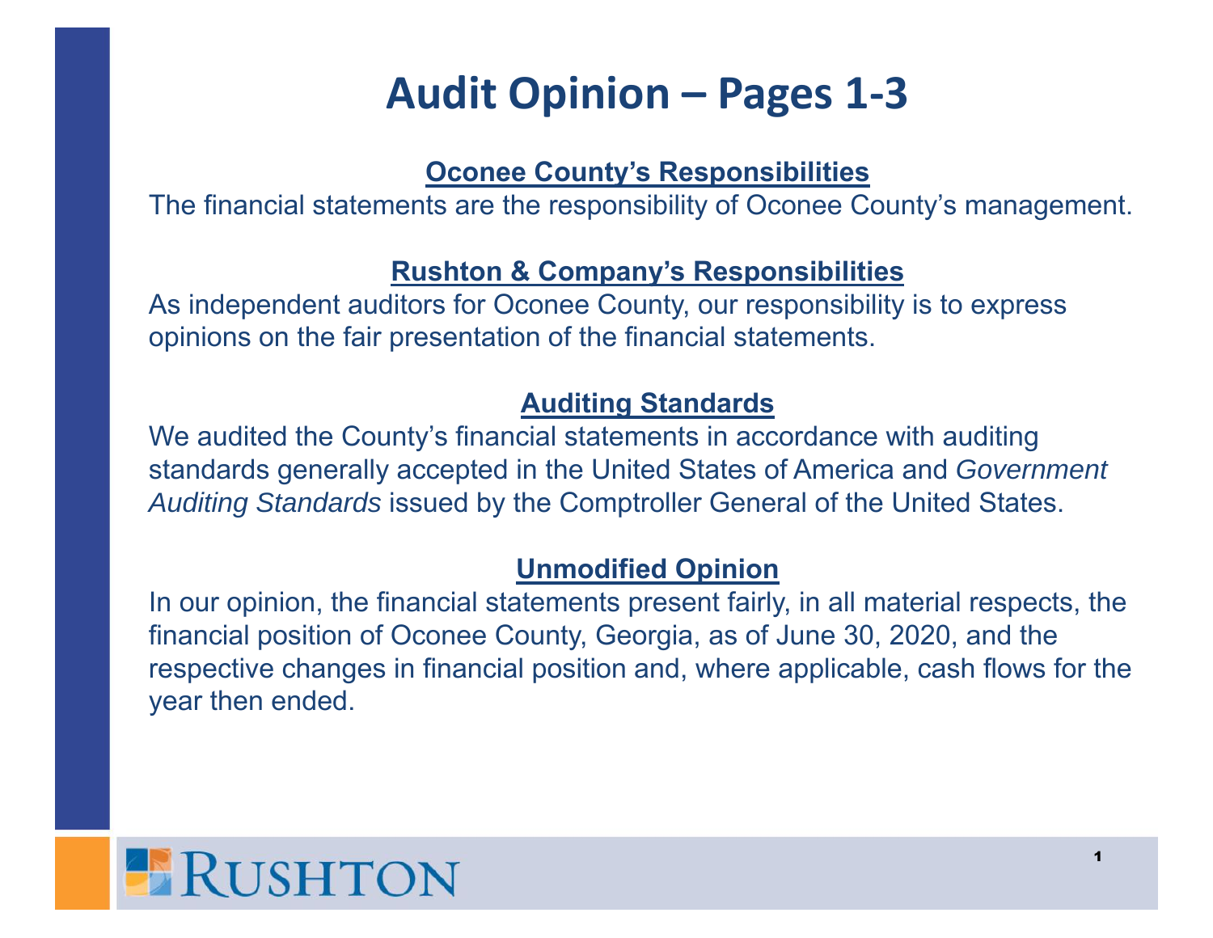# Audit Opinion – Pages 1-3

## Oconee County's Responsibilities

The financial statements are the responsibility of Oconee County's management.

## Rushton & Company's Responsibilities

As independent auditors for Oconee County, our responsibility is to express opinions on the fair presentation of the financial statements.

## Auditing Standards

We audited the County's financial statements in accordance with auditing standards generally accepted in the United States of America and *Government Auditing Standards* issued by the Comptroller General of the United States.

## Unmodified Opinion

In our opinion, the financial statements present fairly, in all material respects, the financial position of Oconee County, Georgia, as of June 30, 2020, and the respective changes in financial position and, where applicable, cash flows for the year then ended.

RUSHTON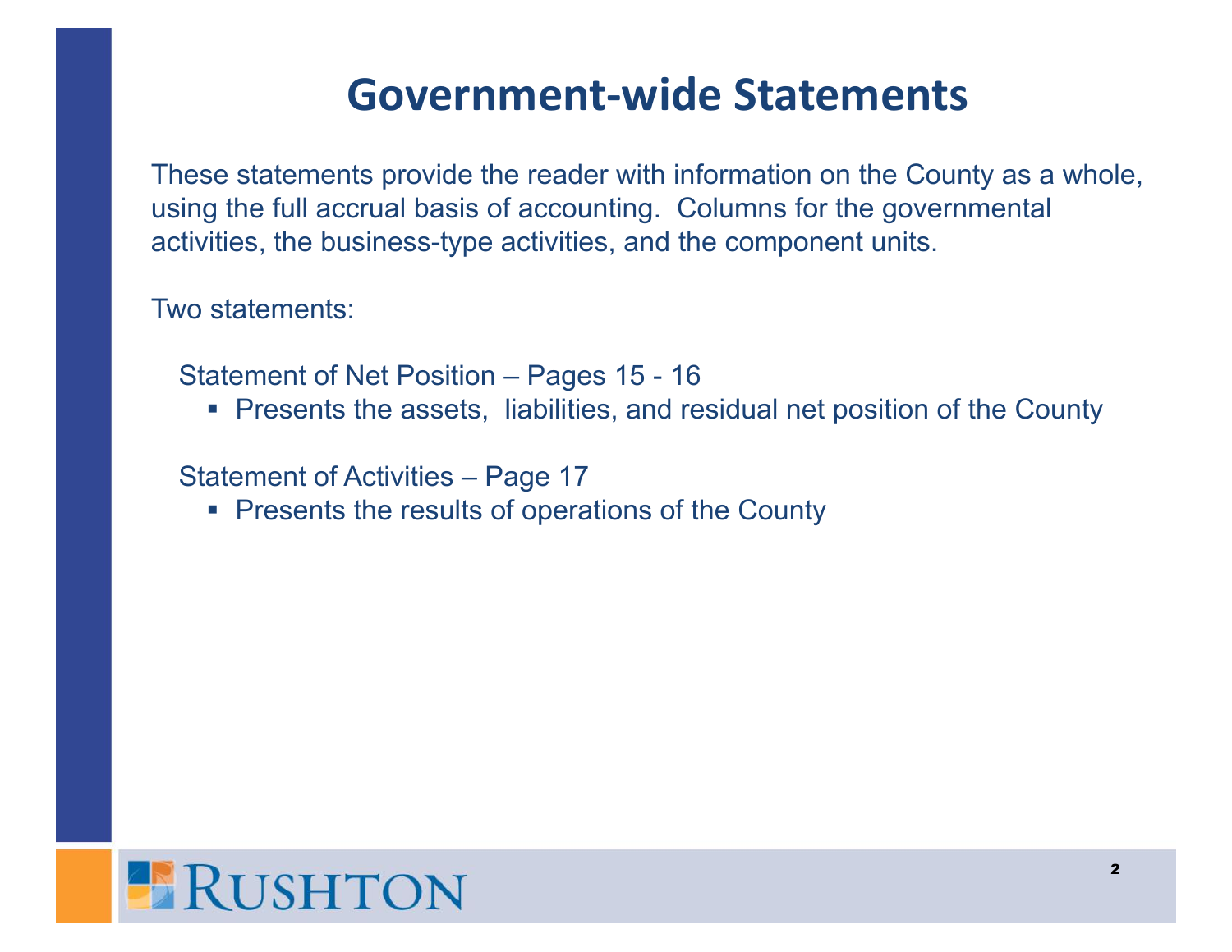# Government-wide Statements

These statements provide the reader with information on the County as a whole, using the full accrual basis of accounting. Columns for the governmental activities, the business-type activities, and the component units.

Two statements:

Statement of Net Position – Pages 15 - 16

- Presents the assets, liabilities, and residual net position of the County

Statement of Activities – Page 17

- Presents the results of operations of the County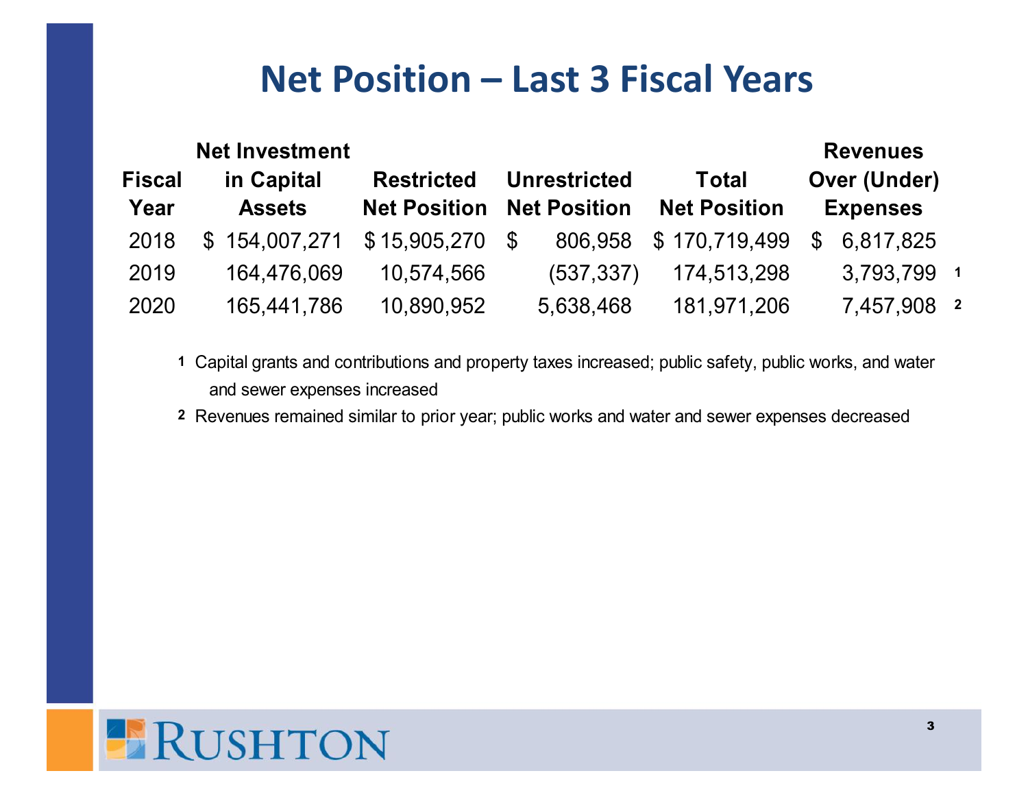# Net Position – Last 3 Fiscal Years

| Fiscal Year | Net Investment in Capital Assets | Restricted Net Position | Unrestricted Net Position | Total Net Position | Revenues Over (Under) Expenses |
|---|---|---|---|---|---|
| 2018 | $ 154,007,271 | $ 15,905,270 | $ 806,958 | $ 170,719,499 | $ 6,817,825 |
| 2019 | 164,476,069 | 10,574,566 | (537,337) | 174,513,298 | 3,793,799 [1] |
| 2020 | 165,441,786 | 10,890,952 | 5,638,468 | 181,971,206 | 7,457,908 [2] |

[1] Capital grants and contributions and property taxes increased; public safety, public works, and water and sewer expenses increased

[2] Revenues remained similar to prior year; public works and water and sewer expenses decreased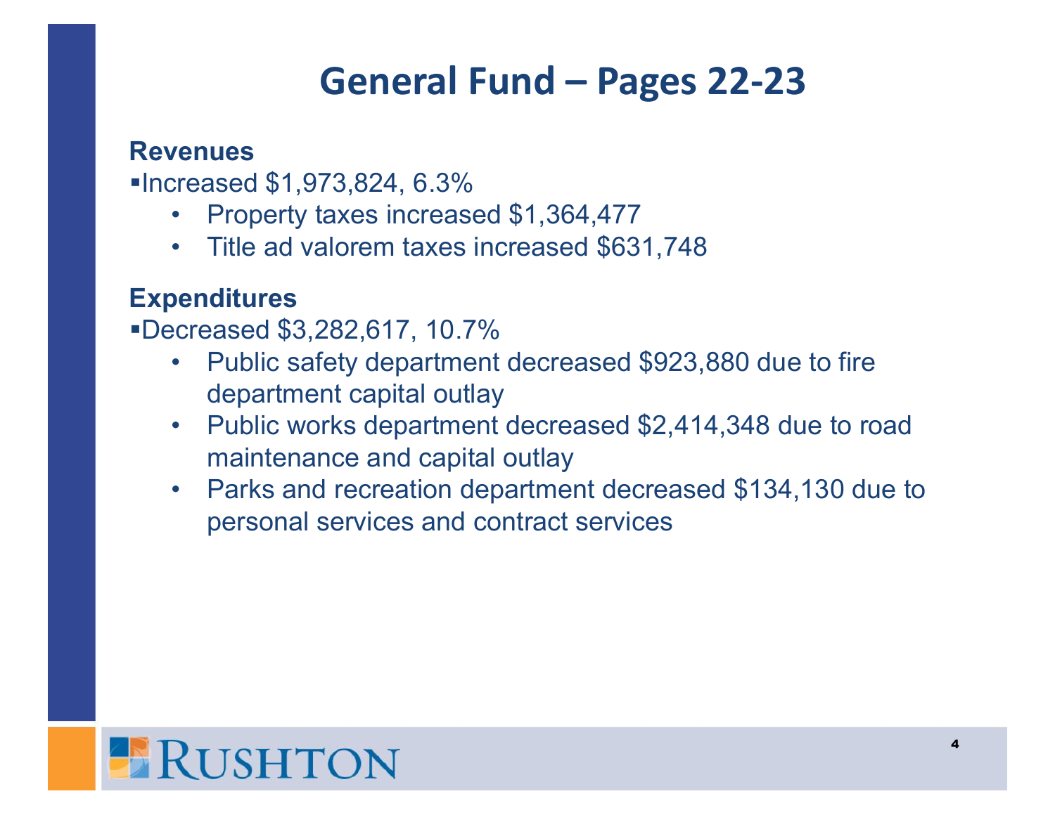# General Fund – Pages 22-23

**Revenues**

- Increased $1,973,824, 6.3%
  - Property taxes increased $1,364,477
  - Title ad valorem taxes increased $631,748

**Expenditures**

- Decreased $3,282,617, 10.7%
  - Public safety department decreased $923,880 due to fire department capital outlay
  - Public works department decreased $2,414,348 due to road maintenance and capital outlay
  - Parks and recreation department decreased $134,130 due to personal services and contract services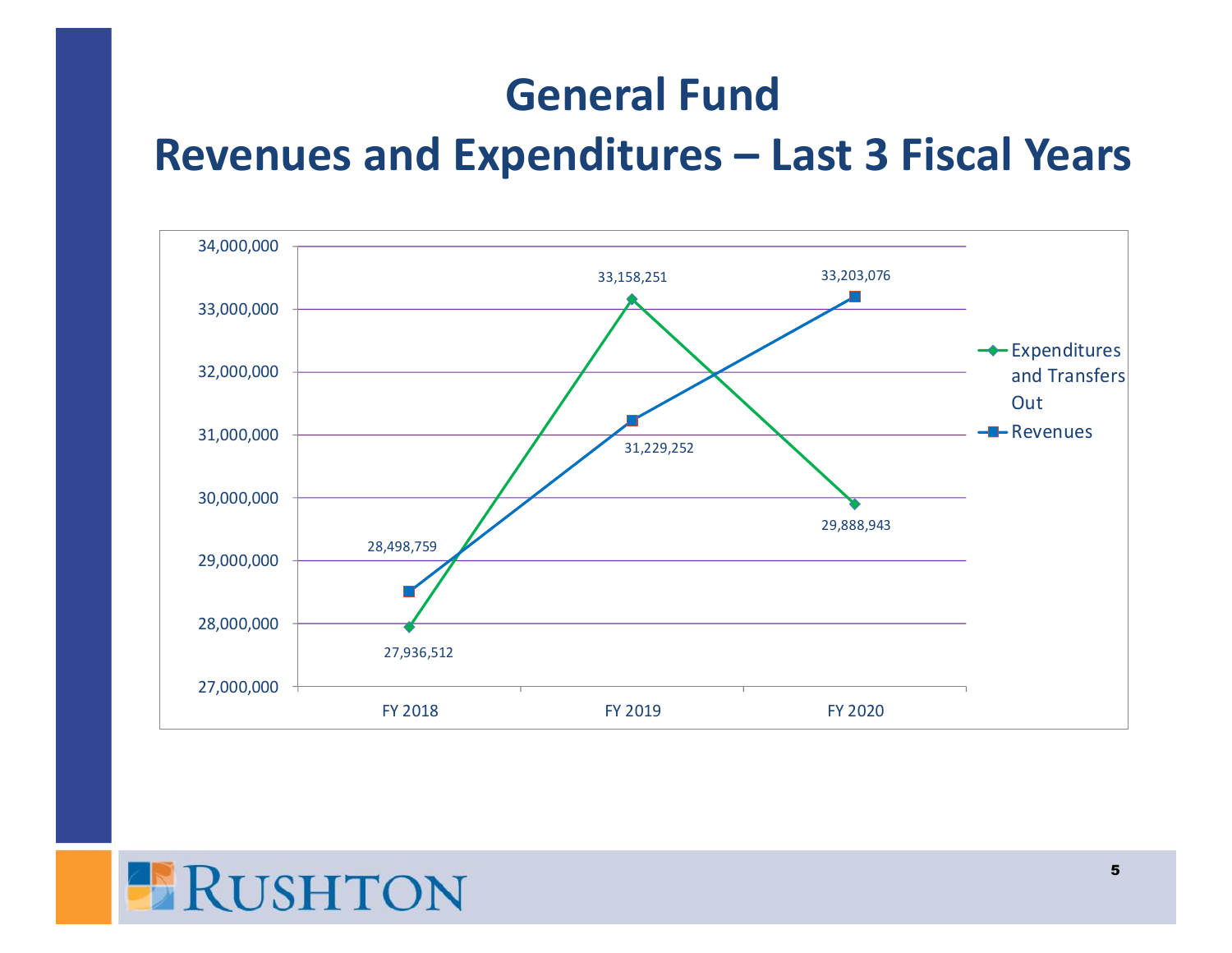# General Fund

## Revenues and Expenditures – Last 3 Fiscal Years

| | FY 2018 | FY 2019 | FY 2020 |
|---|---|---|---|
| Expenditures and Transfers Out | 27,936,512 | 33,158,251 | 29,888,943 |
| Revenues | 28,498,759 | 31,229,252 | 33,203,076 |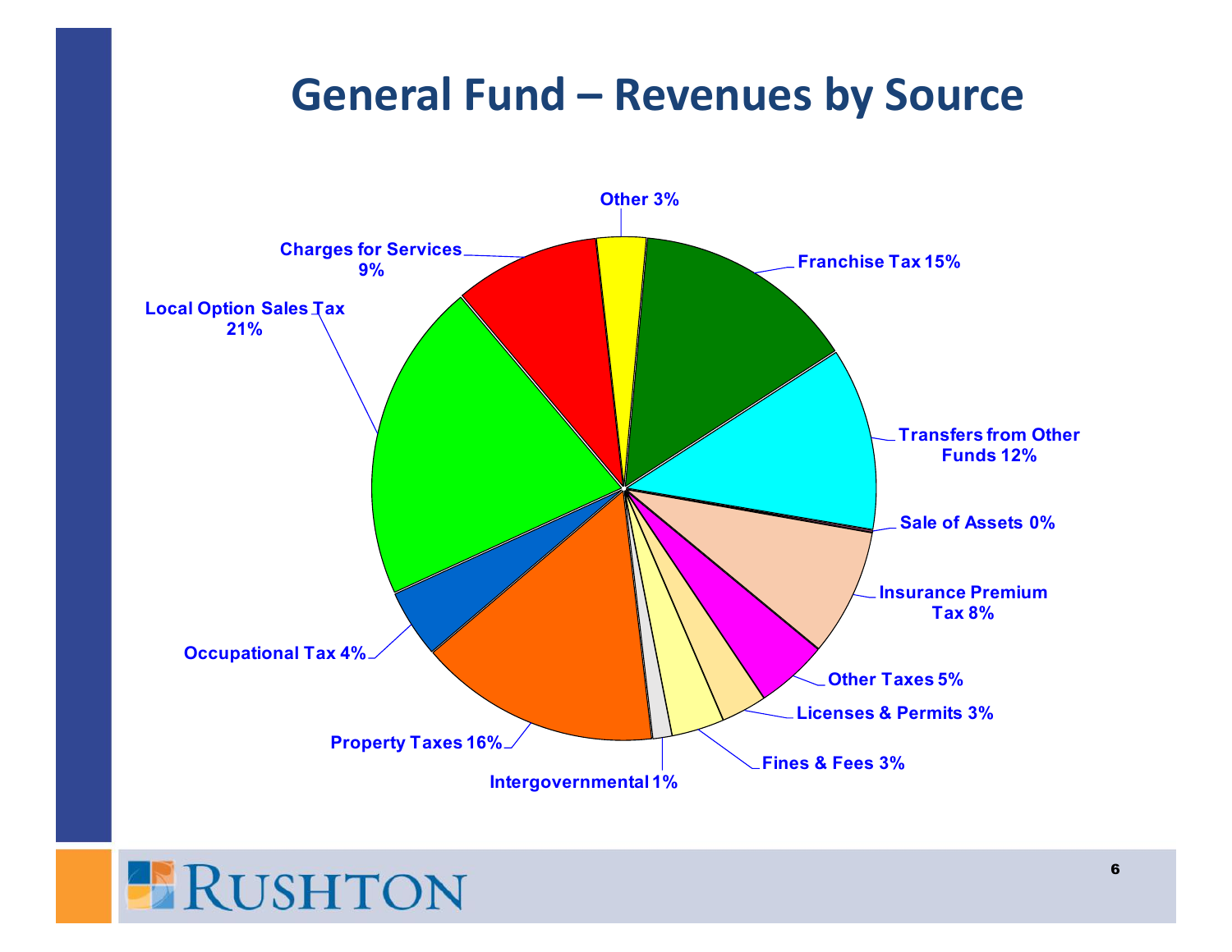# General Fund – Revenues by Source

- Other 3%
- Franchise Tax 15%
- Transfers from Other Funds 12%
- Sale of Assets 0%
- Insurance Premium Tax 8%
- Other Taxes 5%
- Licenses & Permits 3%
- Fines & Fees 3%
- Intergovernmental 1%
- Property Taxes 16%
- Occupational Tax 4%
- Local Option Sales Tax 21%
- Charges for Services 9%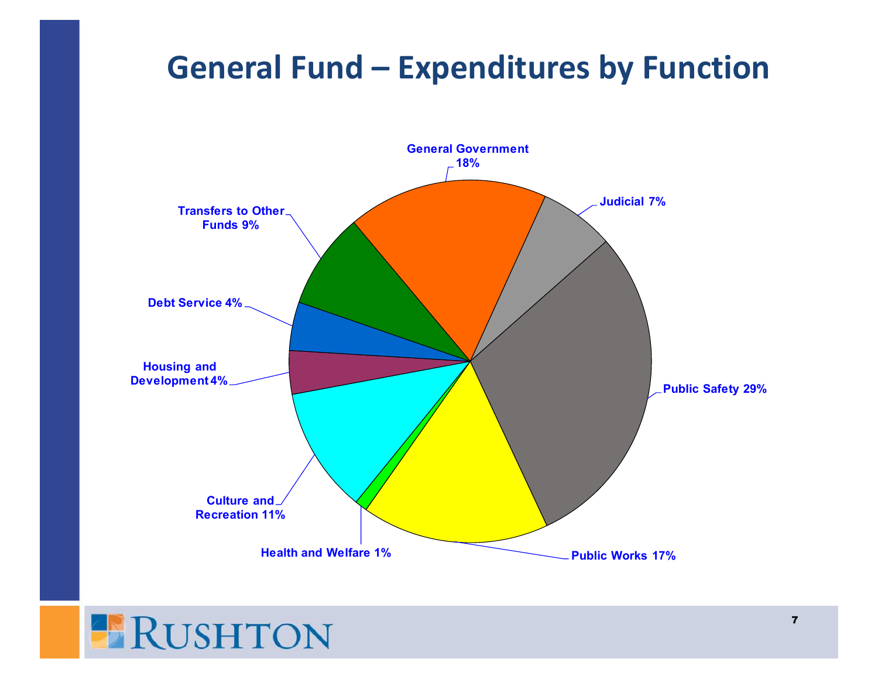# General Fund – Expenditures by Function

General Government 18%

Judicial 7%

Public Safety 29%

Public Works 17%

Health and Welfare 1%

Culture and Recreation 11%

Housing and Development 4%

Debt Service 4%

Transfers to Other Funds 9%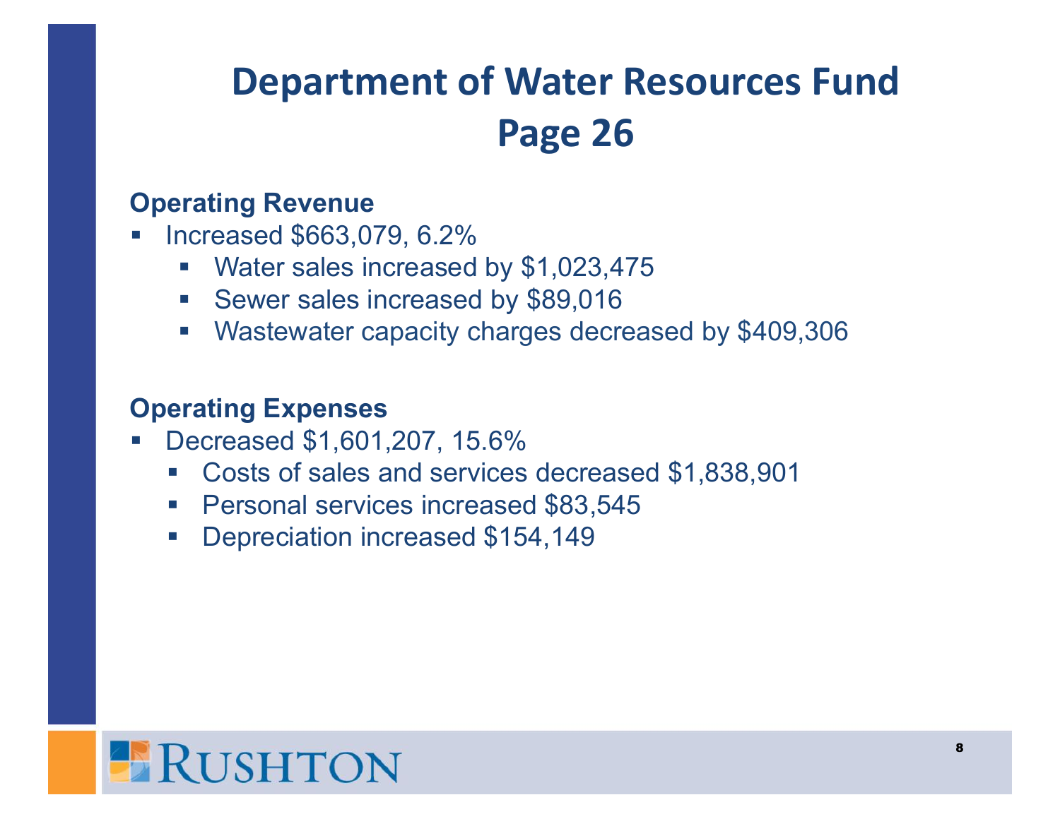# Department of Water Resources Fund
# Page 26

**Operating Revenue**

- Increased $663,079, 6.2%
  - Water sales increased by $1,023,475
  - Sewer sales increased by $89,016
  - Wastewater capacity charges decreased by $409,306

**Operating Expenses**

- Decreased $1,601,207, 15.6%
  - Costs of sales and services decreased $1,838,901
  - Personal services increased $83,545
  - Depreciation increased $154,149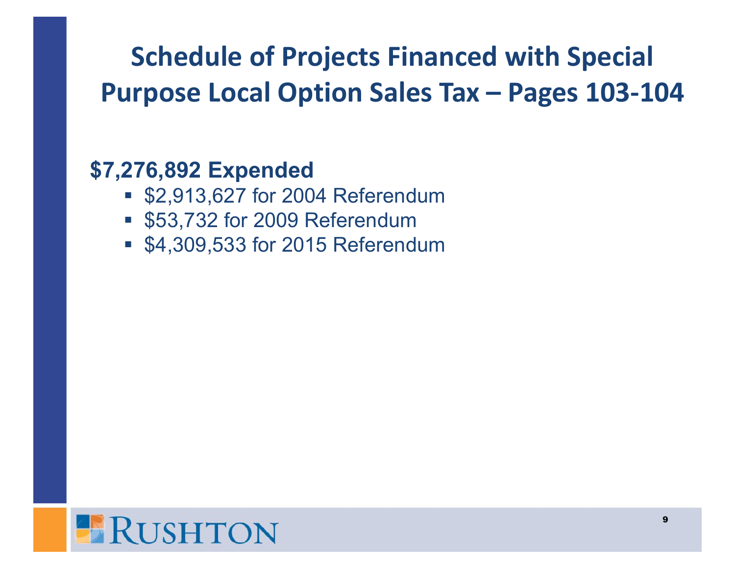# Schedule of Projects Financed with Special Purpose Local Option Sales Tax – Pages 103-104

**$7,276,892 Expended**

- $2,913,627 for 2004 Referendum
- $53,732 for 2009 Referendum
- $4,309,533 for 2015 Referendum

RUSHTON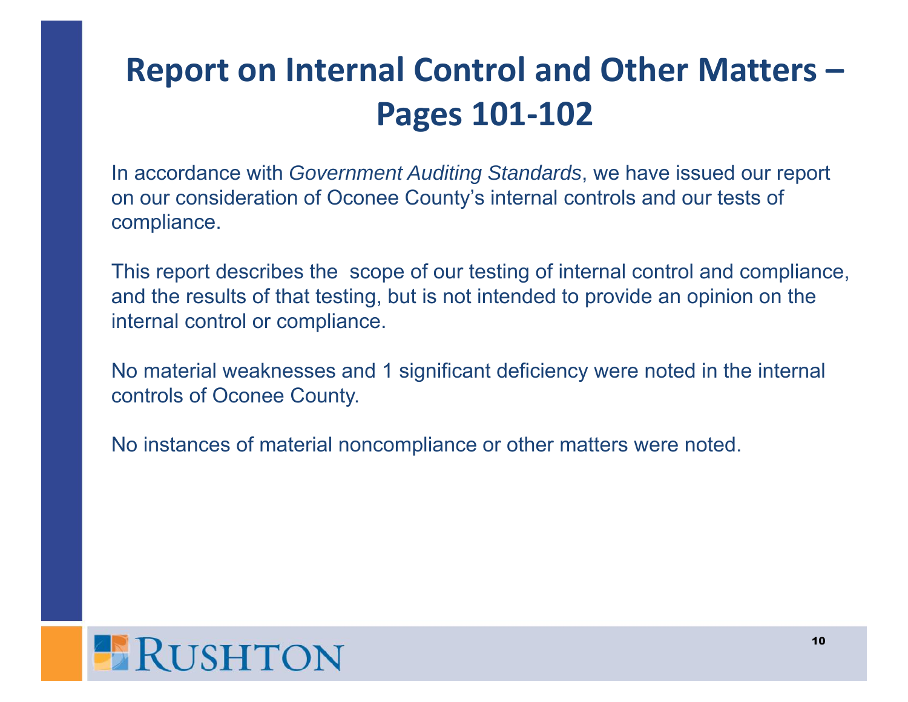# Report on Internal Control and Other Matters – Pages 101-102

In accordance with *Government Auditing Standards*, we have issued our report on our consideration of Oconee County's internal controls and our tests of compliance.

This report describes the scope of our testing of internal control and compliance, and the results of that testing, but is not intended to provide an opinion on the internal control or compliance.

No material weaknesses and 1 significant deficiency were noted in the internal controls of Oconee County.

No instances of material noncompliance or other matters were noted.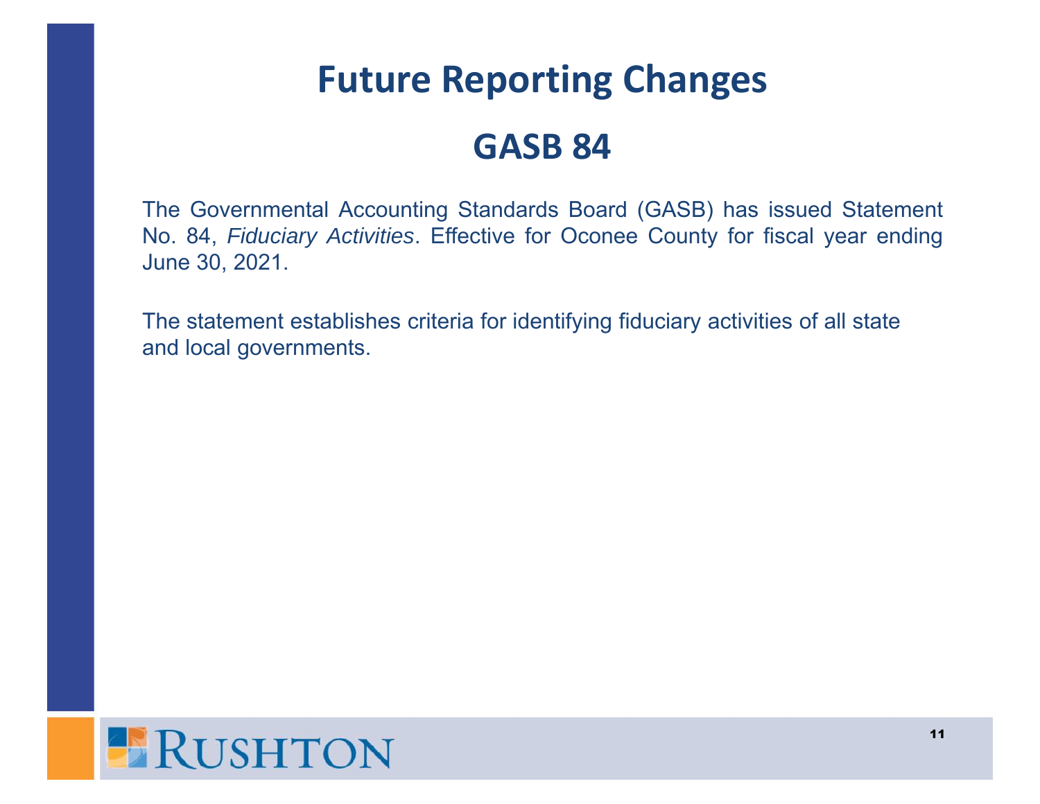# Future Reporting Changes

## GASB 84

The Governmental Accounting Standards Board (GASB) has issued Statement No. 84, *Fiduciary Activities*. Effective for Oconee County for fiscal year ending June 30, 2021.

The statement establishes criteria for identifying fiduciary activities of all state and local governments.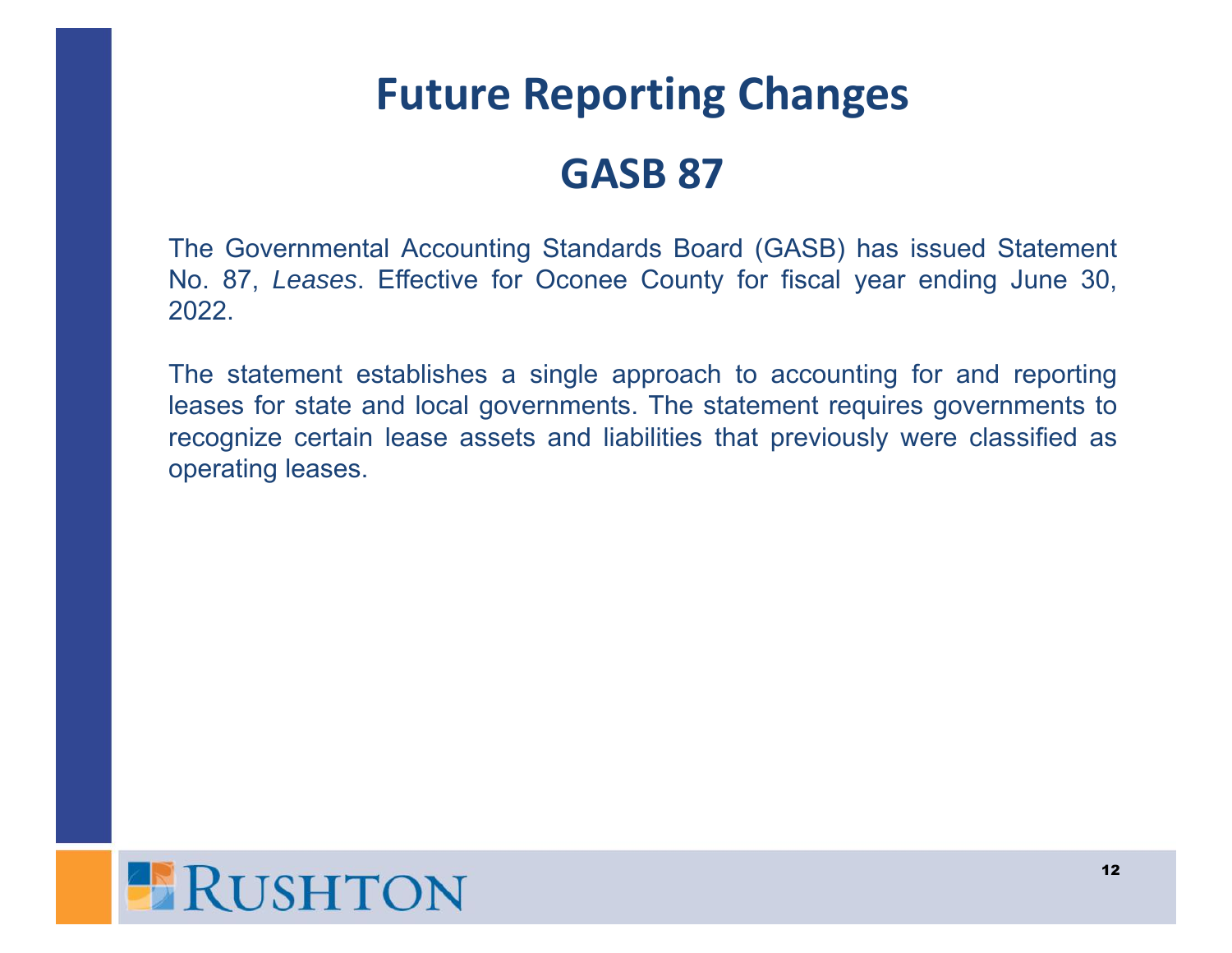# Future Reporting Changes

## GASB 87

The Governmental Accounting Standards Board (GASB) has issued Statement No. 87, *Leases*. Effective for Oconee County for fiscal year ending June 30, 2022.

The statement establishes a single approach to accounting for and reporting leases for state and local governments. The statement requires governments to recognize certain lease assets and liabilities that previously were classified as operating leases.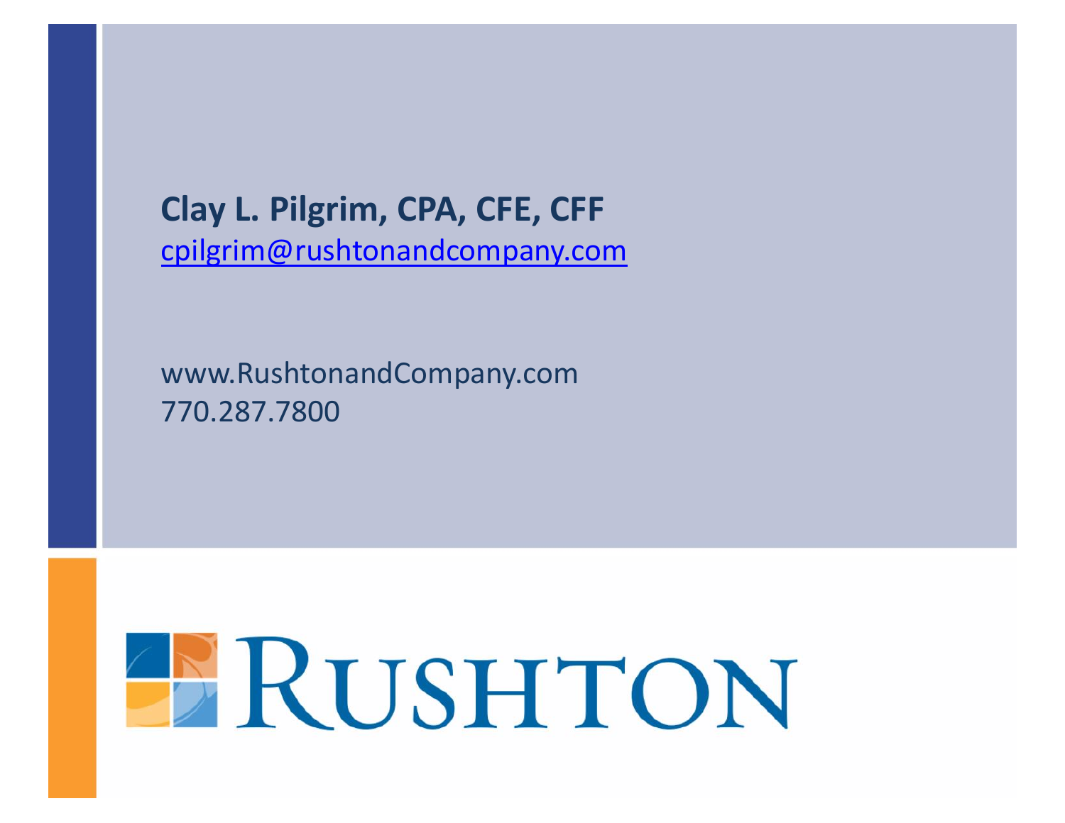**Clay L. Pilgrim, CPA, CFE, CFF**
cpilgrim@rushtonandcompany.com

www.RushtonandCompany.com
770.287.7800

RUSHTON